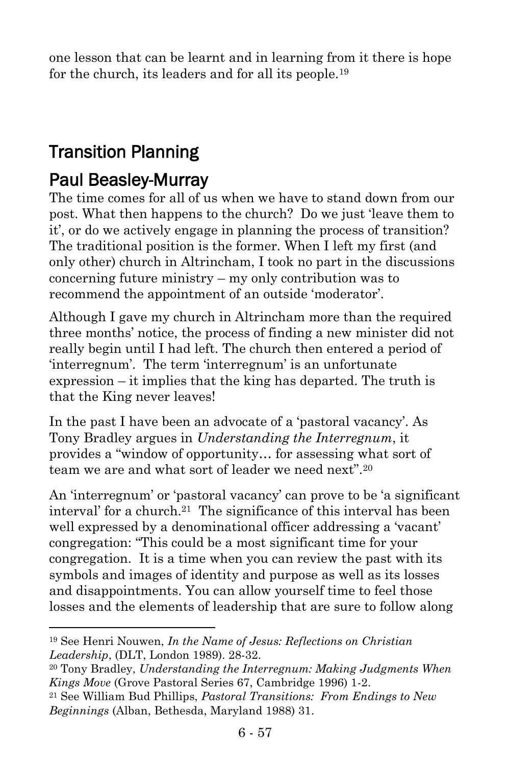one lesson that can be learnt and in learning from it there is hope for the church, its leaders and for all its people.[19]

# Transition Planning

## Paul Beasley-Murray

The time comes for all of us when we have to stand down from our post. What then happens to the church? Do we just 'leave them to it', or do we actively engage in planning the process of transition? The traditional position is the former. When I left my first (and only other) church in Altrincham, I took no part in the discussions concerning future ministry – my only contribution was to recommend the appointment of an outside 'moderator'.

Although I gave my church in Altrincham more than the required three months' notice, the process of finding a new minister did not really begin until I had left. The church then entered a period of 'interregnum'. The term 'interregnum' is an unfortunate expression – it implies that the king has departed. The truth is that the King never leaves!

In the past I have been an advocate of a 'pastoral vacancy'. As Tony Bradley argues in *Understanding the Interregnum*, it provides a "window of opportunity… for assessing what sort of team we are and what sort of leader we need next".[20]

An 'interregnum' or 'pastoral vacancy' can prove to be 'a significant interval' for a church.[21] The significance of this interval has been well expressed by a denominational officer addressing a 'vacant' congregation: "This could be a most significant time for your congregation. It is a time when you can review the past with its symbols and images of identity and purpose as well as its losses and disappointments. You can allow yourself time to feel those losses and the elements of leadership that are sure to follow along

---

[19] See Henri Nouwen, *In the Name of Jesus: Reflections on Christian Leadership*, (DLT, London 1989). 28-32.

[20] Tony Bradley, *Understanding the Interregnum: Making Judgments When Kings Move* (Grove Pastoral Series 67, Cambridge 1996) 1-2.

[21] See William Bud Phillips, *Pastoral Transitions: From Endings to New Beginnings* (Alban, Bethesda, Maryland 1988) 31.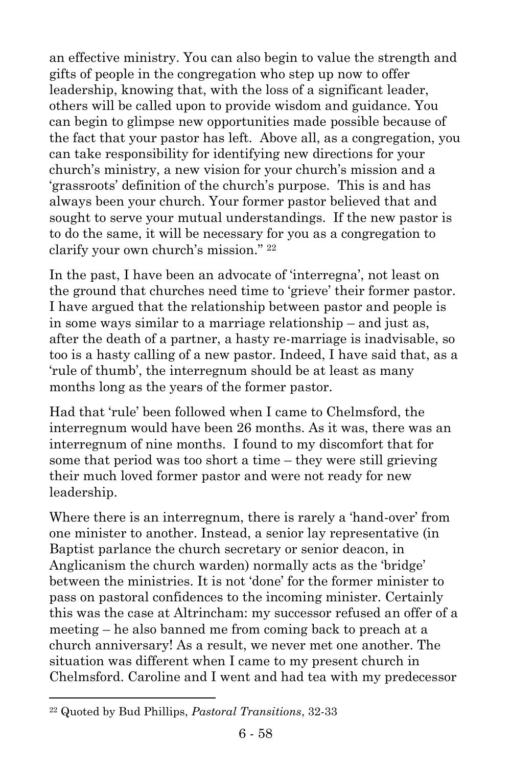an effective ministry. You can also begin to value the strength and gifts of people in the congregation who step up now to offer leadership, knowing that, with the loss of a significant leader, others will be called upon to provide wisdom and guidance. You can begin to glimpse new opportunities made possible because of the fact that your pastor has left. Above all, as a congregation, you can take responsibility for identifying new directions for your church's ministry, a new vision for your church's mission and a 'grassroots' definition of the church's purpose. This is and has always been your church. Your former pastor believed that and sought to serve your mutual understandings. If the new pastor is to do the same, it will be necessary for you as a congregation to clarify your own church's mission." [22]

In the past, I have been an advocate of 'interregna', not least on the ground that churches need time to 'grieve' their former pastor. I have argued that the relationship between pastor and people is in some ways similar to a marriage relationship – and just as, after the death of a partner, a hasty re-marriage is inadvisable, so too is a hasty calling of a new pastor. Indeed, I have said that, as a 'rule of thumb', the interregnum should be at least as many months long as the years of the former pastor.

Had that 'rule' been followed when I came to Chelmsford, the interregnum would have been 26 months. As it was, there was an interregnum of nine months. I found to my discomfort that for some that period was too short a time – they were still grieving their much loved former pastor and were not ready for new leadership.

Where there is an interregnum, there is rarely a 'hand-over' from one minister to another. Instead, a senior lay representative (in Baptist parlance the church secretary or senior deacon, in Anglicanism the church warden) normally acts as the 'bridge' between the ministries. It is not 'done' for the former minister to pass on pastoral confidences to the incoming minister. Certainly this was the case at Altrincham: my successor refused an offer of a meeting – he also banned me from coming back to preach at a church anniversary! As a result, we never met one another. The situation was different when I came to my present church in Chelmsford. Caroline and I went and had tea with my predecessor

---

[22] Quoted by Bud Phillips, *Pastoral Transitions*, 32-33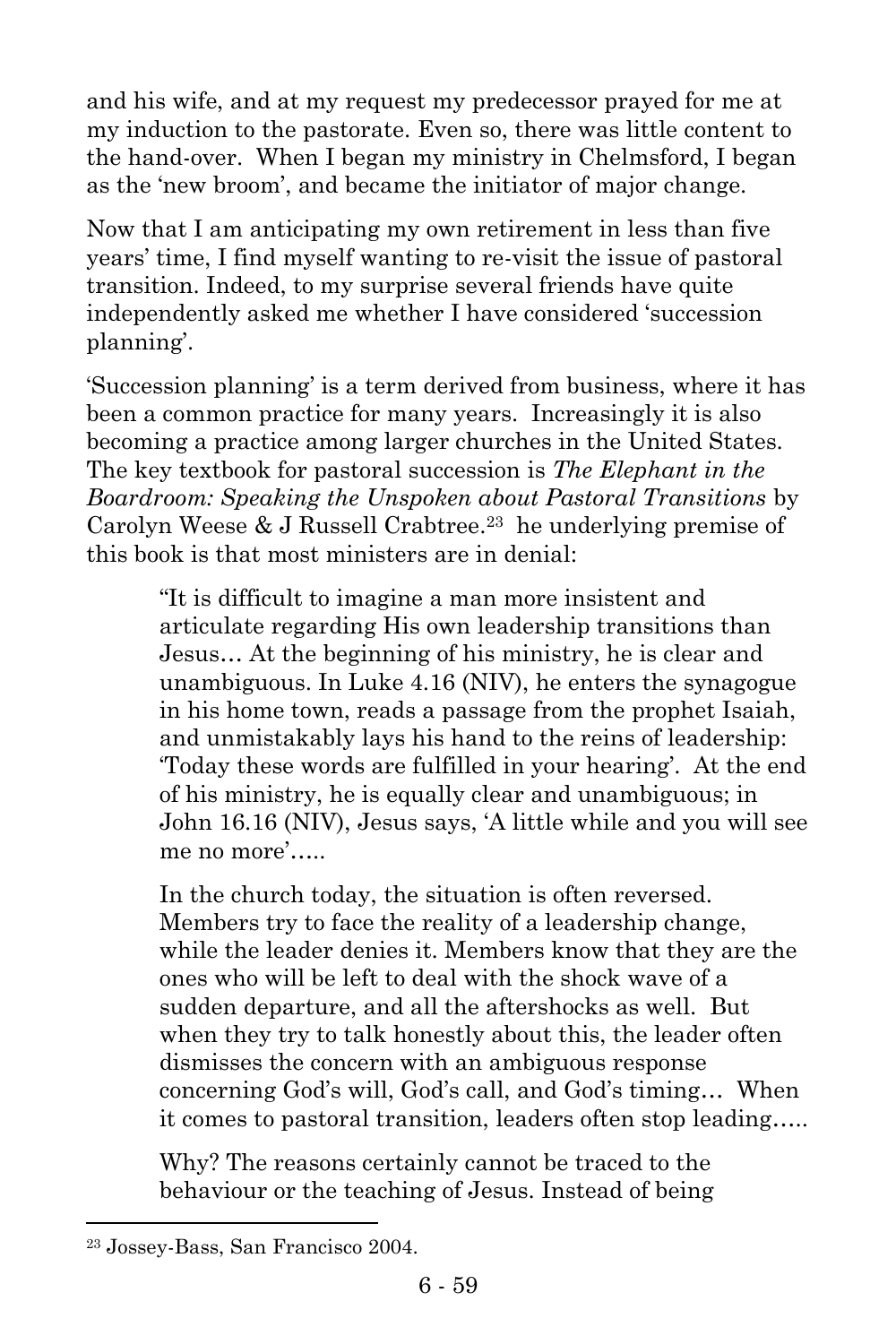and his wife, and at my request my predecessor prayed for me at my induction to the pastorate. Even so, there was little content to the hand-over. When I began my ministry in Chelmsford, I began as the 'new broom', and became the initiator of major change.

Now that I am anticipating my own retirement in less than five years' time, I find myself wanting to re-visit the issue of pastoral transition. Indeed, to my surprise several friends have quite independently asked me whether I have considered 'succession planning'.

'Succession planning' is a term derived from business, where it has been a common practice for many years. Increasingly it is also becoming a practice among larger churches in the United States. The key textbook for pastoral succession is *The Elephant in the Boardroom: Speaking the Unspoken about Pastoral Transitions* by Carolyn Weese & J Russell Crabtree.[23] he underlying premise of this book is that most ministers are in denial:

> "It is difficult to imagine a man more insistent and articulate regarding His own leadership transitions than Jesus… At the beginning of his ministry, he is clear and unambiguous. In Luke 4.16 (NIV), he enters the synagogue in his home town, reads a passage from the prophet Isaiah, and unmistakably lays his hand to the reins of leadership: 'Today these words are fulfilled in your hearing'. At the end of his ministry, he is equally clear and unambiguous; in John 16.16 (NIV), Jesus says, 'A little while and you will see me no more'…..
>
> In the church today, the situation is often reversed. Members try to face the reality of a leadership change, while the leader denies it. Members know that they are the ones who will be left to deal with the shock wave of a sudden departure, and all the aftershocks as well. But when they try to talk honestly about this, the leader often dismisses the concern with an ambiguous response concerning God's will, God's call, and God's timing… When it comes to pastoral transition, leaders often stop leading…..
>
> Why? The reasons certainly cannot be traced to the behaviour or the teaching of Jesus. Instead of being

[23] Jossey-Bass, San Francisco 2004.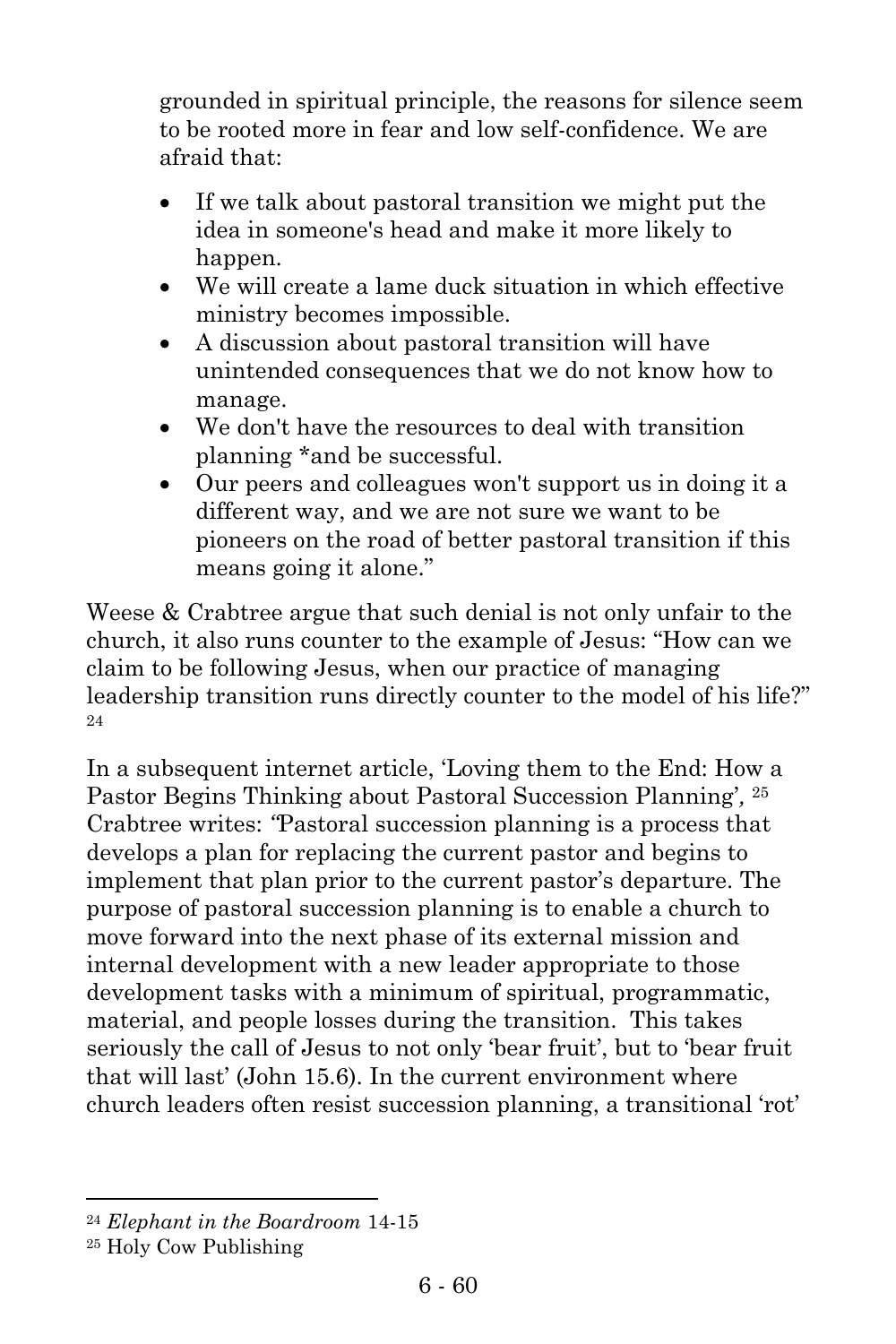grounded in spiritual principle, the reasons for silence seem to be rooted more in fear and low self-confidence. We are afraid that:

- If we talk about pastoral transition we might put the idea in someone's head and make it more likely to happen.
- We will create a lame duck situation in which effective ministry becomes impossible.
- A discussion about pastoral transition will have unintended consequences that we do not know how to manage.
- We don't have the resources to deal with transition planning *and be successful.
- Our peers and colleagues won't support us in doing it a different way, and we are not sure we want to be pioneers on the road of better pastoral transition if this means going it alone."

Weese & Crabtree argue that such denial is not only unfair to the church, it also runs counter to the example of Jesus: "How can we claim to be following Jesus, when our practice of managing leadership transition runs directly counter to the model of his life?" [24]

In a subsequent internet article, 'Loving them to the End: How a Pastor Begins Thinking about Pastoral Succession Planning', [25] Crabtree writes: "Pastoral succession planning is a process that develops a plan for replacing the current pastor and begins to implement that plan prior to the current pastor's departure. The purpose of pastoral succession planning is to enable a church to move forward into the next phase of its external mission and internal development with a new leader appropriate to those development tasks with a minimum of spiritual, programmatic, material, and people losses during the transition. This takes seriously the call of Jesus to not only 'bear fruit', but to 'bear fruit that will last' (John 15.6). In the current environment where church leaders often resist succession planning, a transitional 'rot'

---

[24] *Elephant in the Boardroom* 14-15

[25] Holy Cow Publishing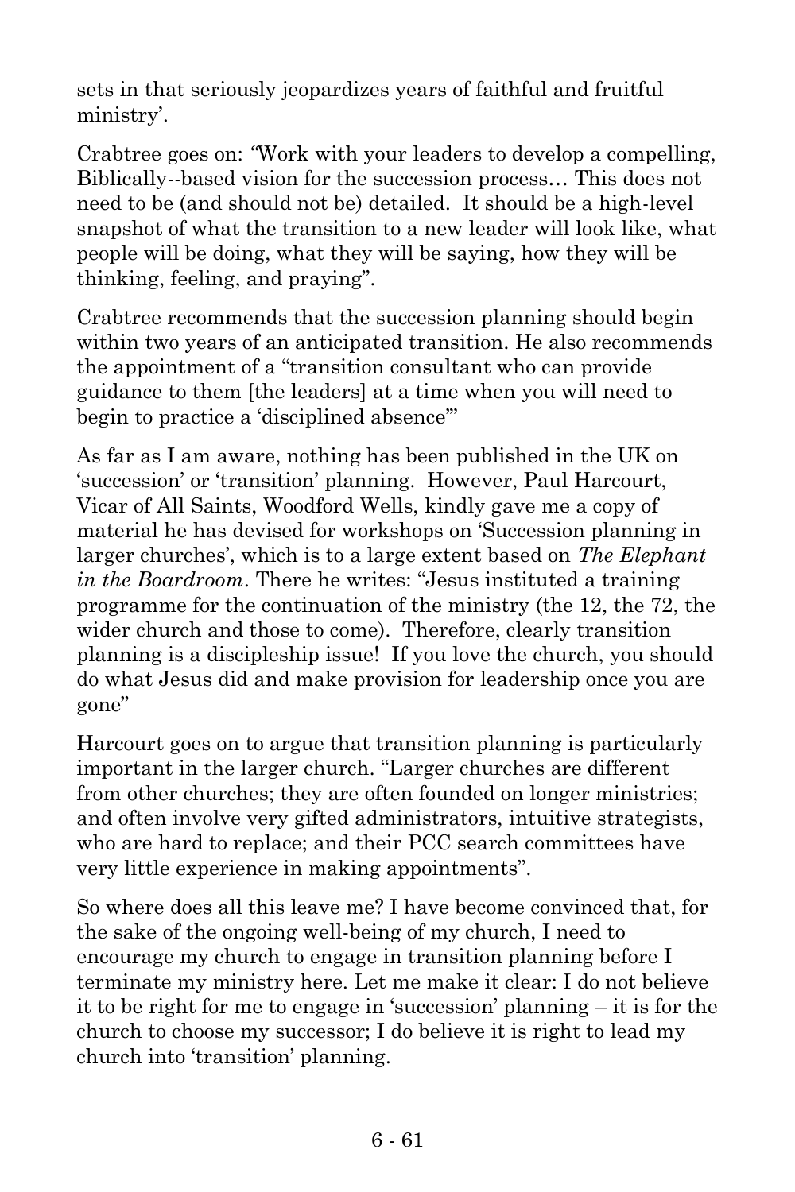sets in that seriously jeopardizes years of faithful and fruitful ministry'.

Crabtree goes on: "Work with your leaders to develop a compelling, Biblically--based vision for the succession process… This does not need to be (and should not be) detailed. It should be a high-level snapshot of what the transition to a new leader will look like, what people will be doing, what they will be saying, how they will be thinking, feeling, and praying".

Crabtree recommends that the succession planning should begin within two years of an anticipated transition. He also recommends the appointment of a "transition consultant who can provide guidance to them [the leaders] at a time when you will need to begin to practice a 'disciplined absence'"

As far as I am aware, nothing has been published in the UK on 'succession' or 'transition' planning. However, Paul Harcourt, Vicar of All Saints, Woodford Wells, kindly gave me a copy of material he has devised for workshops on 'Succession planning in larger churches', which is to a large extent based on *The Elephant in the Boardroom*. There he writes: "Jesus instituted a training programme for the continuation of the ministry (the 12, the 72, the wider church and those to come). Therefore, clearly transition planning is a discipleship issue! If you love the church, you should do what Jesus did and make provision for leadership once you are gone"

Harcourt goes on to argue that transition planning is particularly important in the larger church. "Larger churches are different from other churches; they are often founded on longer ministries; and often involve very gifted administrators, intuitive strategists, who are hard to replace; and their PCC search committees have very little experience in making appointments".

So where does all this leave me? I have become convinced that, for the sake of the ongoing well-being of my church, I need to encourage my church to engage in transition planning before I terminate my ministry here. Let me make it clear: I do not believe it to be right for me to engage in 'succession' planning – it is for the church to choose my successor; I do believe it is right to lead my church into 'transition' planning.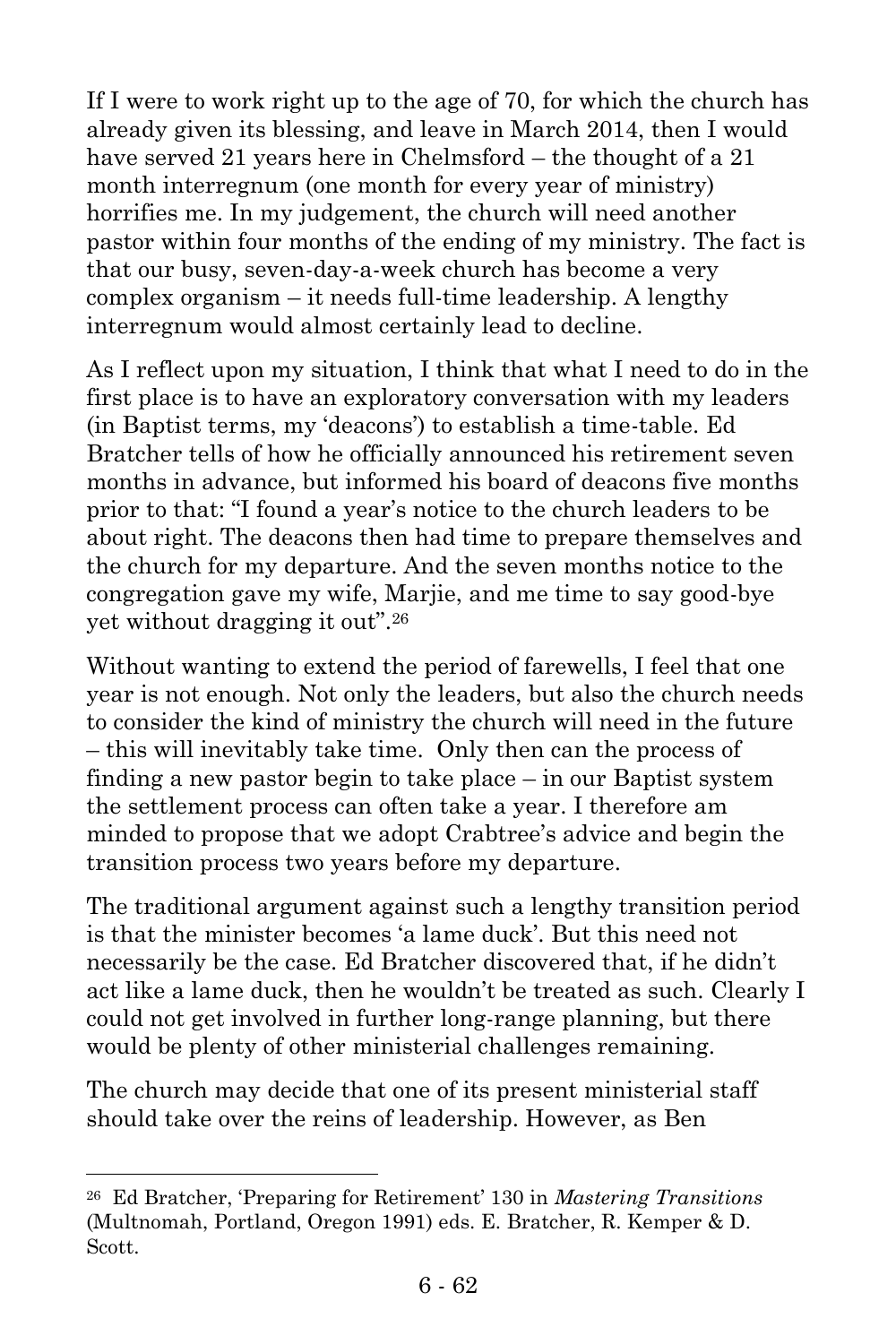If I were to work right up to the age of 70, for which the church has already given its blessing, and leave in March 2014, then I would have served 21 years here in Chelmsford – the thought of a 21 month interregnum (one month for every year of ministry) horrifies me. In my judgement, the church will need another pastor within four months of the ending of my ministry. The fact is that our busy, seven-day-a-week church has become a very complex organism – it needs full-time leadership. A lengthy interregnum would almost certainly lead to decline.

As I reflect upon my situation, I think that what I need to do in the first place is to have an exploratory conversation with my leaders (in Baptist terms, my 'deacons') to establish a time-table. Ed Bratcher tells of how he officially announced his retirement seven months in advance, but informed his board of deacons five months prior to that: "I found a year's notice to the church leaders to be about right. The deacons then had time to prepare themselves and the church for my departure. And the seven months notice to the congregation gave my wife, Marjie, and me time to say good-bye yet without dragging it out".[26]

Without wanting to extend the period of farewells, I feel that one year is not enough. Not only the leaders, but also the church needs to consider the kind of ministry the church will need in the future – this will inevitably take time. Only then can the process of finding a new pastor begin to take place – in our Baptist system the settlement process can often take a year. I therefore am minded to propose that we adopt Crabtree's advice and begin the transition process two years before my departure.

The traditional argument against such a lengthy transition period is that the minister becomes 'a lame duck'. But this need not necessarily be the case. Ed Bratcher discovered that, if he didn't act like a lame duck, then he wouldn't be treated as such. Clearly I could not get involved in further long-range planning, but there would be plenty of other ministerial challenges remaining.

The church may decide that one of its present ministerial staff should take over the reins of leadership. However, as Ben

---

[26] Ed Bratcher, 'Preparing for Retirement' 130 in *Mastering Transitions* (Multnomah, Portland, Oregon 1991) eds. E. Bratcher, R. Kemper & D. Scott.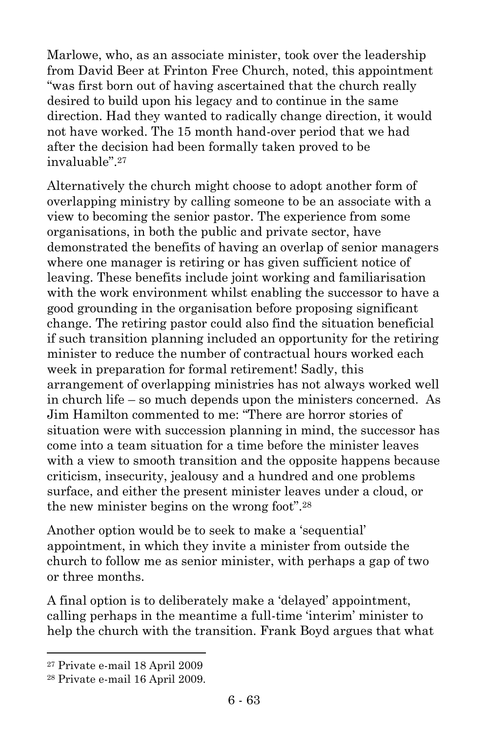Marlowe, who, as an associate minister, took over the leadership from David Beer at Frinton Free Church, noted, this appointment "was first born out of having ascertained that the church really desired to build upon his legacy and to continue in the same direction. Had they wanted to radically change direction, it would not have worked. The 15 month hand-over period that we had after the decision had been formally taken proved to be invaluable".[27]

Alternatively the church might choose to adopt another form of overlapping ministry by calling someone to be an associate with a view to becoming the senior pastor. The experience from some organisations, in both the public and private sector, have demonstrated the benefits of having an overlap of senior managers where one manager is retiring or has given sufficient notice of leaving. These benefits include joint working and familiarisation with the work environment whilst enabling the successor to have a good grounding in the organisation before proposing significant change. The retiring pastor could also find the situation beneficial if such transition planning included an opportunity for the retiring minister to reduce the number of contractual hours worked each week in preparation for formal retirement! Sadly, this arrangement of overlapping ministries has not always worked well in church life – so much depends upon the ministers concerned. As Jim Hamilton commented to me: "There are horror stories of situation were with succession planning in mind, the successor has come into a team situation for a time before the minister leaves with a view to smooth transition and the opposite happens because criticism, insecurity, jealousy and a hundred and one problems surface, and either the present minister leaves under a cloud, or the new minister begins on the wrong foot".[28]

Another option would be to seek to make a 'sequential' appointment, in which they invite a minister from outside the church to follow me as senior minister, with perhaps a gap of two or three months.

A final option is to deliberately make a 'delayed' appointment, calling perhaps in the meantime a full-time 'interim' minister to help the church with the transition. Frank Boyd argues that what

[27] Private e-mail 18 April 2009

[28] Private e-mail 16 April 2009.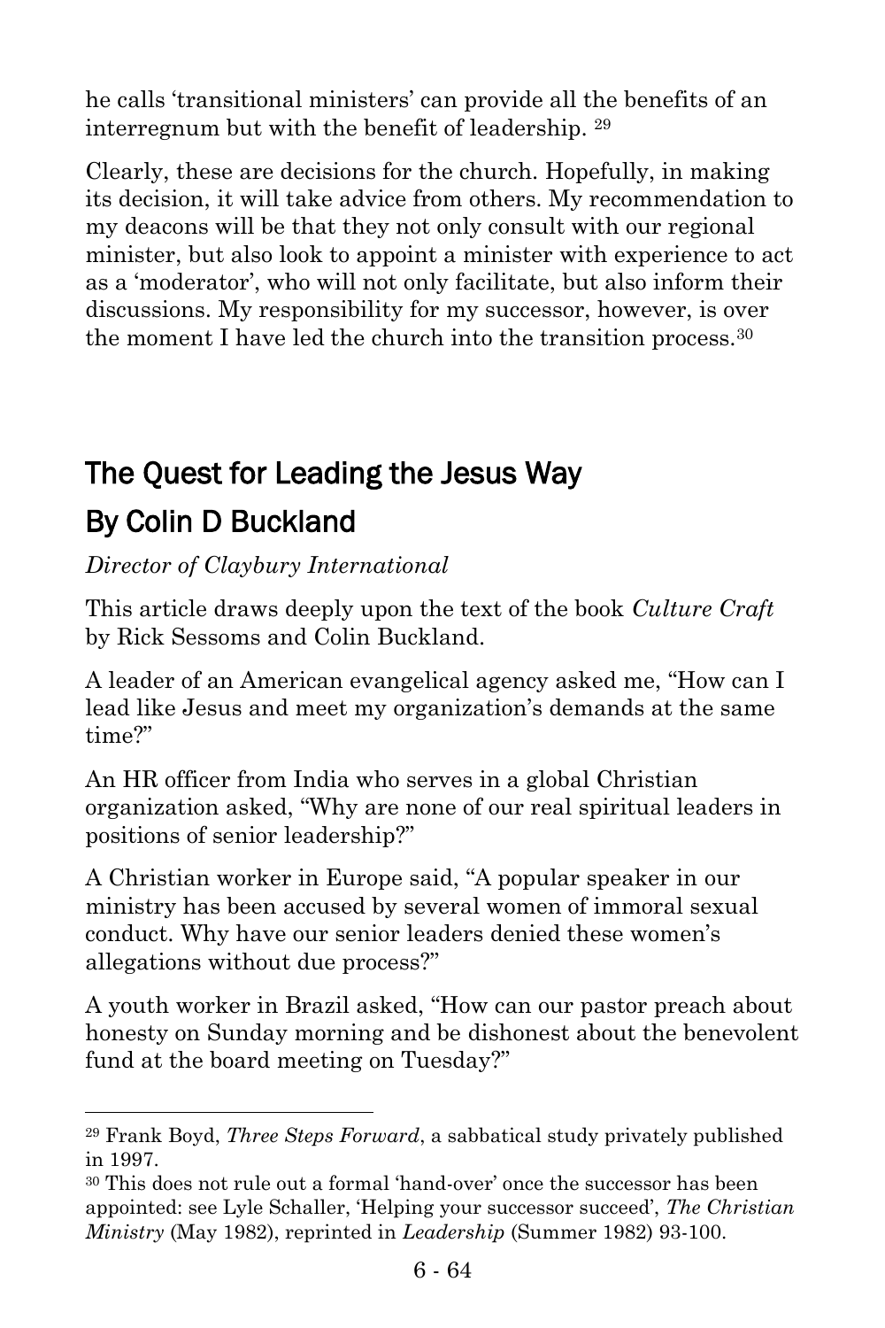he calls 'transitional ministers' can provide all the benefits of an interregnum but with the benefit of leadership. [29]

Clearly, these are decisions for the church. Hopefully, in making its decision, it will take advice from others. My recommendation to my deacons will be that they not only consult with our regional minister, but also look to appoint a minister with experience to act as a 'moderator', who will not only facilitate, but also inform their discussions. My responsibility for my successor, however, is over the moment I have led the church into the transition process.[30]

## The Quest for Leading the Jesus Way

## By Colin D Buckland

*Director of Claybury International*

This article draws deeply upon the text of the book *Culture Craft* by Rick Sessoms and Colin Buckland.

A leader of an American evangelical agency asked me, "How can I lead like Jesus and meet my organization's demands at the same time?"

An HR officer from India who serves in a global Christian organization asked, "Why are none of our real spiritual leaders in positions of senior leadership?"

A Christian worker in Europe said, "A popular speaker in our ministry has been accused by several women of immoral sexual conduct. Why have our senior leaders denied these women's allegations without due process?"

A youth worker in Brazil asked, "How can our pastor preach about honesty on Sunday morning and be dishonest about the benevolent fund at the board meeting on Tuesday?"

---

[29] Frank Boyd, *Three Steps Forward*, a sabbatical study privately published in 1997.

[30] This does not rule out a formal 'hand-over' once the successor has been appointed: see Lyle Schaller, 'Helping your successor succeed', *The Christian Ministry* (May 1982), reprinted in *Leadership* (Summer 1982) 93-100.